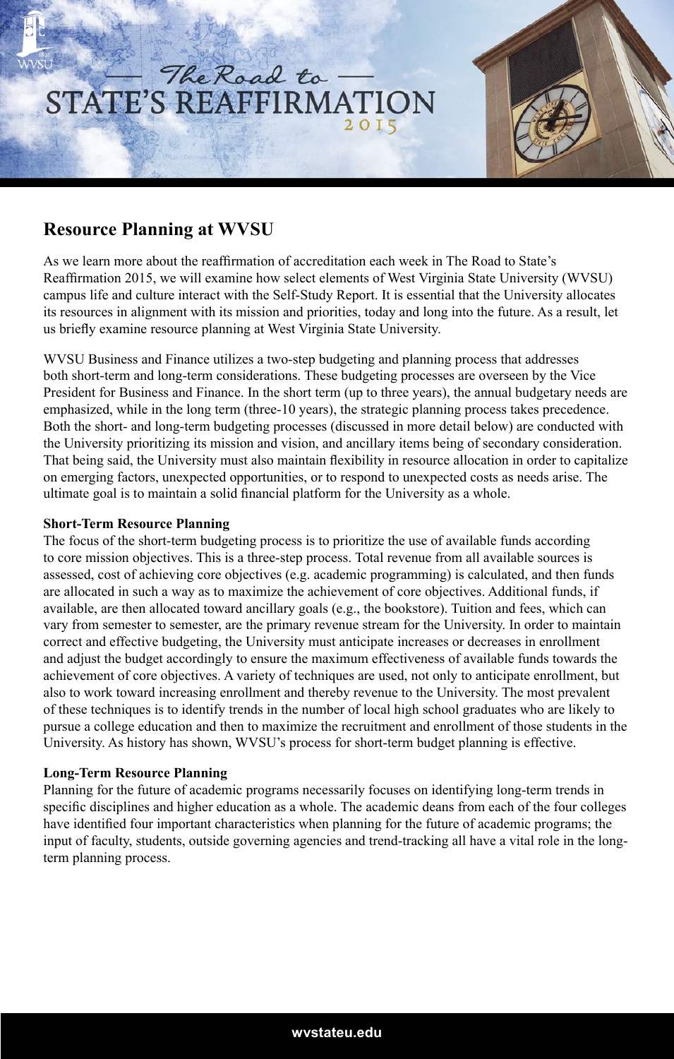# The Road to STATE'S REAFFIRMATION 2015

## Resource Planning at WVSU

As we learn more about the reaffirmation of accreditation each week in The Road to State's Reaffirmation 2015, we will examine how select elements of West Virginia State University (WVSU) campus life and culture interact with the Self-Study Report. It is essential that the University allocates its resources in alignment with its mission and priorities, today and long into the future. As a result, let us briefly examine resource planning at West Virginia State University.

WVSU Business and Finance utilizes a two-step budgeting and planning process that addresses both short-term and long-term considerations. These budgeting processes are overseen by the Vice President for Business and Finance. In the short term (up to three years), the annual budgetary needs are emphasized, while in the long term (three-10 years), the strategic planning process takes precedence. Both the short- and long-term budgeting processes (discussed in more detail below) are conducted with the University prioritizing its mission and vision, and ancillary items being of secondary consideration. That being said, the University must also maintain flexibility in resource allocation in order to capitalize on emerging factors, unexpected opportunities, or to respond to unexpected costs as needs arise. The ultimate goal is to maintain a solid financial platform for the University as a whole.

**Short-Term Resource Planning**
The focus of the short-term budgeting process is to prioritize the use of available funds according to core mission objectives. This is a three-step process. Total revenue from all available sources is assessed, cost of achieving core objectives (e.g. academic programming) is calculated, and then funds are allocated in such a way as to maximize the achievement of core objectives. Additional funds, if available, are then allocated toward ancillary goals (e.g., the bookstore). Tuition and fees, which can vary from semester to semester, are the primary revenue stream for the University. In order to maintain correct and effective budgeting, the University must anticipate increases or decreases in enrollment and adjust the budget accordingly to ensure the maximum effectiveness of available funds towards the achievement of core objectives. A variety of techniques are used, not only to anticipate enrollment, but also to work toward increasing enrollment and thereby revenue to the University. The most prevalent of these techniques is to identify trends in the number of local high school graduates who are likely to pursue a college education and then to maximize the recruitment and enrollment of those students in the University. As history has shown, WVSU's process for short-term budget planning is effective.

**Long-Term Resource Planning**
Planning for the future of academic programs necessarily focuses on identifying long-term trends in specific disciplines and higher education as a whole. The academic deans from each of the four colleges have identified four important characteristics when planning for the future of academic programs; the input of faculty, students, outside governing agencies and trend-tracking all have a vital role in the long-term planning process.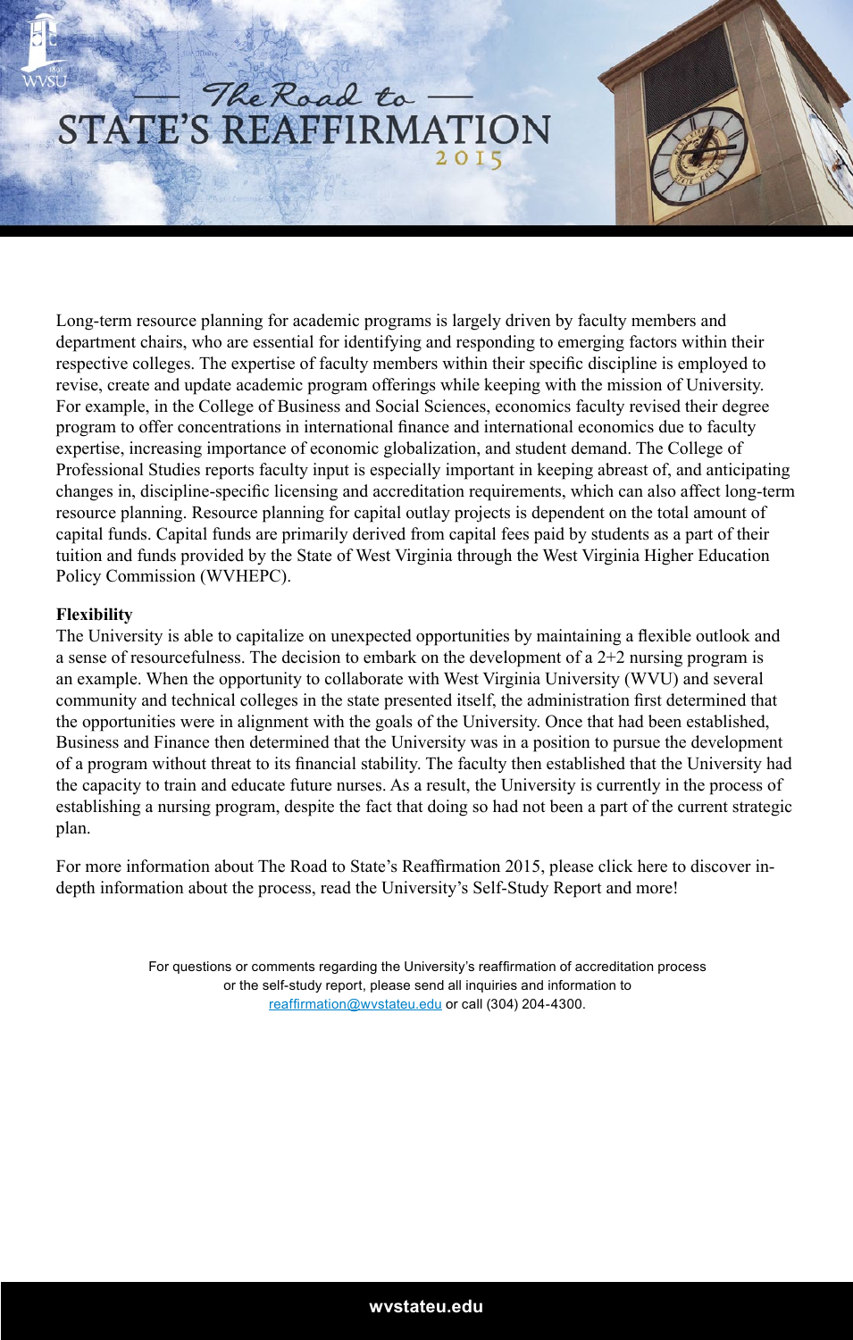# The Road to STATE'S REAFFIRMATION 2015

Long-term resource planning for academic programs is largely driven by faculty members and department chairs, who are essential for identifying and responding to emerging factors within their respective colleges. The expertise of faculty members within their specific discipline is employed to revise, create and update academic program offerings while keeping with the mission of University. For example, in the College of Business and Social Sciences, economics faculty revised their degree program to offer concentrations in international finance and international economics due to faculty expertise, increasing importance of economic globalization, and student demand. The College of Professional Studies reports faculty input is especially important in keeping abreast of, and anticipating changes in, discipline-specific licensing and accreditation requirements, which can also affect long-term resource planning. Resource planning for capital outlay projects is dependent on the total amount of capital funds. Capital funds are primarily derived from capital fees paid by students as a part of their tuition and funds provided by the State of West Virginia through the West Virginia Higher Education Policy Commission (WVHEPC).

**Flexibility**

The University is able to capitalize on unexpected opportunities by maintaining a flexible outlook and a sense of resourcefulness. The decision to embark on the development of a 2+2 nursing program is an example. When the opportunity to collaborate with West Virginia University (WVU) and several community and technical colleges in the state presented itself, the administration first determined that the opportunities were in alignment with the goals of the University. Once that had been established, Business and Finance then determined that the University was in a position to pursue the development of a program without threat to its financial stability. The faculty then established that the University had the capacity to train and educate future nurses. As a result, the University is currently in the process of establishing a nursing program, despite the fact that doing so had not been a part of the current strategic plan.

For more information about The Road to State's Reaffirmation 2015, please click here to discover in-depth information about the process, read the University's Self-Study Report and more!

For questions or comments regarding the University's reaffirmation of accreditation process or the self-study report, please send all inquiries and information to reaffirmation@wvstateu.edu or call (304) 204-4300.

wvstateu.edu